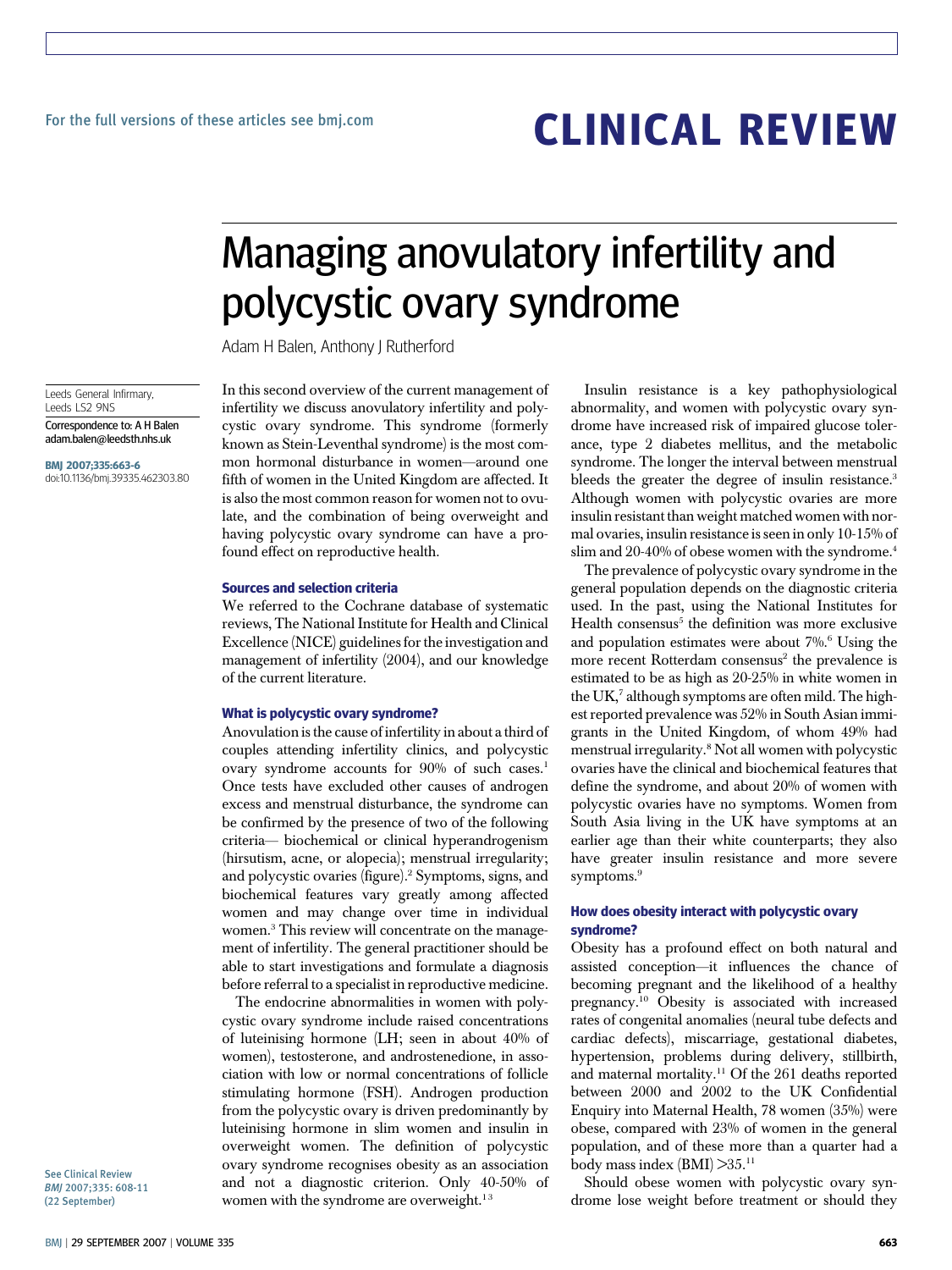For the full versions of these articles see bmj.com

# CLINICAL REVIEW

# Managing anovulatory infertility and polycystic ovary syndrome

Adam H Balen, Anthony J Rutherford

Leeds General Infirmary, Leeds LS2 9NS

Correspondence to: A H Balen adam.balen@leedsth.nhs.uk

**BMJ 2007;335:663-6**
doi:10.1136/bmj.39335.462303.80

See Clinical Review *BMJ* 2007;335: 608-11 (22 September)

In this second overview of the current management of infertility we discuss anovulatory infertility and polycystic ovary syndrome. This syndrome (formerly known as Stein-Leventhal syndrome) is the most common hormonal disturbance in women—around one fifth of women in the United Kingdom are affected. It is also the most common reason for women not to ovulate, and the combination of being overweight and having polycystic ovary syndrome can have a profound effect on reproductive health.

### Sources and selection criteria

We referred to the Cochrane database of systematic reviews, The National Institute for Health and Clinical Excellence (NICE) guidelines for the investigation and management of infertility (2004), and our knowledge of the current literature.

### What is polycystic ovary syndrome?

Anovulation is the cause of infertility in about a third of couples attending infertility clinics, and polycystic ovary syndrome accounts for 90% of such cases.[1] Once tests have excluded other causes of androgen excess and menstrual disturbance, the syndrome can be confirmed by the presence of two of the following criteria— biochemical or clinical hyperandrogenism (hirsutism, acne, or alopecia); menstrual irregularity; and polycystic ovaries (figure).[2] Symptoms, signs, and biochemical features vary greatly among affected women and may change over time in individual women.[3] This review will concentrate on the management of infertility. The general practitioner should be able to start investigations and formulate a diagnosis before referral to a specialist in reproductive medicine.

The endocrine abnormalities in women with polycystic ovary syndrome include raised concentrations of luteinising hormone (LH; seen in about 40% of women), testosterone, and androstenedione, in association with low or normal concentrations of follicle stimulating hormone (FSH). Androgen production from the polycystic ovary is driven predominantly by luteinising hormone in slim women and insulin in overweight women. The definition of polycystic ovary syndrome recognises obesity as an association and not a diagnostic criterion. Only 40-50% of women with the syndrome are overweight.[1 3]

Insulin resistance is a key pathophysiological abnormality, and women with polycystic ovary syndrome have increased risk of impaired glucose tolerance, type 2 diabetes mellitus, and the metabolic syndrome. The longer the interval between menstrual bleeds the greater the degree of insulin resistance.[3] Although women with polycystic ovaries are more insulin resistant than weight matched women with normal ovaries, insulin resistance is seen in only 10-15% of slim and 20-40% of obese women with the syndrome.[4]

The prevalence of polycystic ovary syndrome in the general population depends on the diagnostic criteria used. In the past, using the National Institutes for Health consensus[5] the definition was more exclusive and population estimates were about 7%.[6] Using the more recent Rotterdam consensus[2] the prevalence is estimated to be as high as 20-25% in white women in the UK,[7] although symptoms are often mild. The highest reported prevalence was 52% in South Asian immigrants in the United Kingdom, of whom 49% had menstrual irregularity.[8] Not all women with polycystic ovaries have the clinical and biochemical features that define the syndrome, and about 20% of women with polycystic ovaries have no symptoms. Women from South Asia living in the UK have symptoms at an earlier age than their white counterparts; they also have greater insulin resistance and more severe symptoms.[9]

### How does obesity interact with polycystic ovary syndrome?

Obesity has a profound effect on both natural and assisted conception—it influences the chance of becoming pregnant and the likelihood of a healthy pregnancy.[10] Obesity is associated with increased rates of congenital anomalies (neural tube defects and cardiac defects), miscarriage, gestational diabetes, hypertension, problems during delivery, stillbirth, and maternal mortality.[11] Of the 261 deaths reported between 2000 and 2002 to the UK Confidential Enquiry into Maternal Health, 78 women (35%) were obese, compared with 23% of women in the general population, and of these more than a quarter had a body mass index (BMI) >35.[11]

Should obese women with polycystic ovary syndrome lose weight before treatment or should they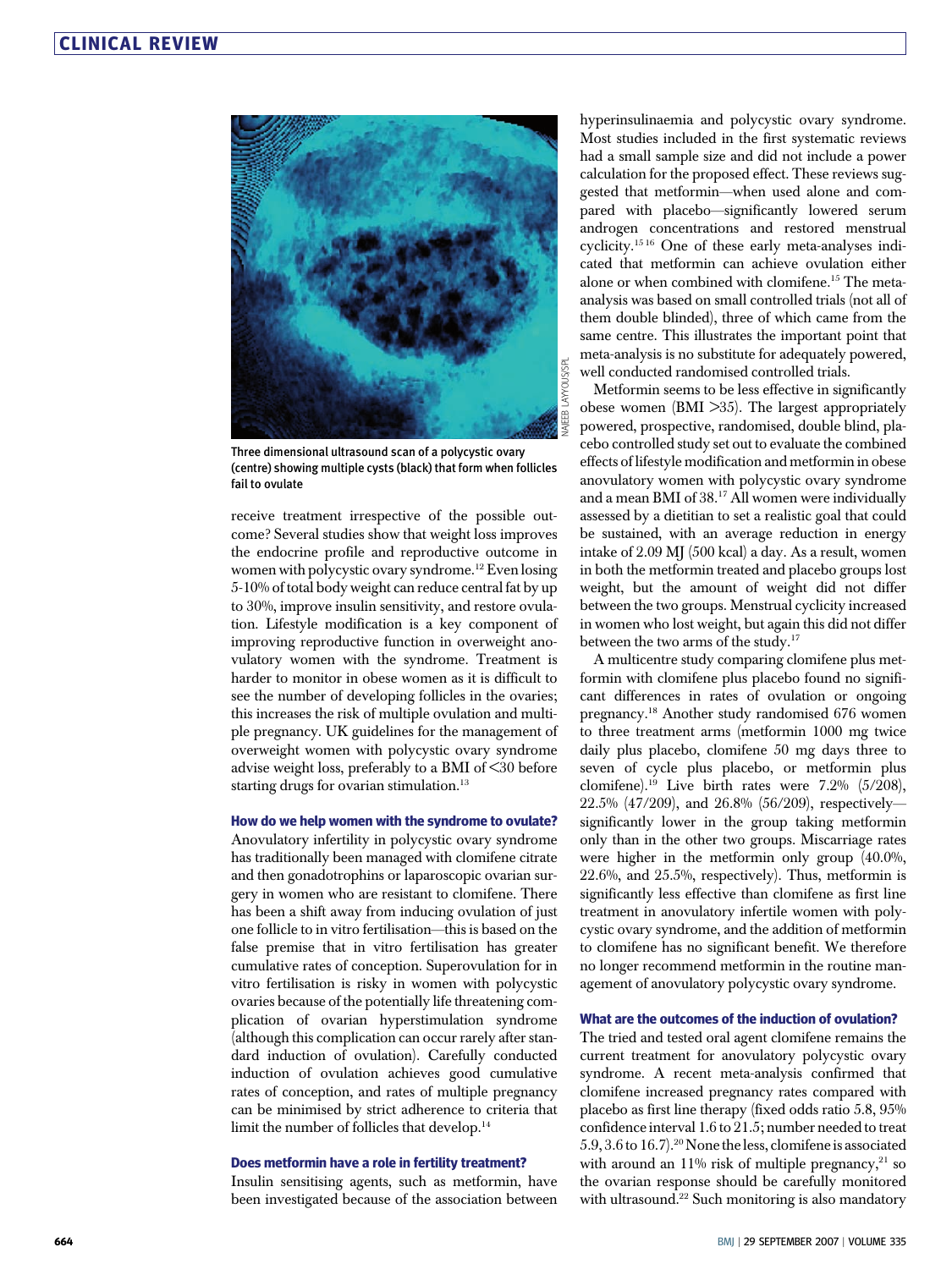Three dimensional ultrasound scan of a polycystic ovary (centre) showing multiple cysts (black) that form when follicles fail to ovulate

receive treatment irrespective of the possible outcome? Several studies show that weight loss improves the endocrine profile and reproductive outcome in women with polycystic ovary syndrome.[12] Even losing 5-10% of total body weight can reduce central fat by up to 30%, improve insulin sensitivity, and restore ovulation. Lifestyle modification is a key component of improving reproductive function in overweight anovulatory women with the syndrome. Treatment is harder to monitor in obese women as it is difficult to see the number of developing follicles in the ovaries; this increases the risk of multiple ovulation and multiple pregnancy. UK guidelines for the management of overweight women with polycystic ovary syndrome advise weight loss, preferably to a BMI of <30 before starting drugs for ovarian stimulation.[13]

### How do we help women with the syndrome to ovulate?

Anovulatory infertility in polycystic ovary syndrome has traditionally been managed with clomifene citrate and then gonadotrophins or laparoscopic ovarian surgery in women who are resistant to clomifene. There has been a shift away from inducing ovulation of just one follicle to in vitro fertilisation—this is based on the false premise that in vitro fertilisation has greater cumulative rates of conception. Superovulation for in vitro fertilisation is risky in women with polycystic ovaries because of the potentially life threatening complication of ovarian hyperstimulation syndrome (although this complication can occur rarely after standard induction of ovulation). Carefully conducted induction of ovulation achieves good cumulative rates of conception, and rates of multiple pregnancy can be minimised by strict adherence to criteria that limit the number of follicles that develop.[14]

### Does metformin have a role in fertility treatment?

Insulin sensitising agents, such as metformin, have been investigated because of the association between hyperinsulinaemia and polycystic ovary syndrome. Most studies included in the first systematic reviews had a small sample size and did not include a power calculation for the proposed effect. These reviews suggested that metformin—when used alone and compared with placebo—significantly lowered serum androgen concentrations and restored menstrual cyclicity.[15,16] One of these early meta-analyses indicated that metformin can achieve ovulation either alone or when combined with clomifene.[15] The meta-analysis was based on small controlled trials (not all of them double blinded), three of which came from the same centre. This illustrates the important point that meta-analysis is no substitute for adequately powered, well conducted randomised controlled trials.

Metformin seems to be less effective in significantly obese women (BMI >35). The largest appropriately powered, prospective, randomised, double blind, placebo controlled study set out to evaluate the combined effects of lifestyle modification and metformin in obese anovulatory women with polycystic ovary syndrome and a mean BMI of 38.[17] All women were individually assessed by a dietitian to set a realistic goal that could be sustained, with an average reduction in energy intake of 2.09 MJ (500 kcal) a day. As a result, women in both the metformin treated and placebo groups lost weight, but the amount of weight did not differ between the two groups. Menstrual cyclicity increased in women who lost weight, but again this did not differ between the two arms of the study.[17]

A multicentre study comparing clomifene plus metformin with clomifene plus placebo found no significant differences in rates of ovulation or ongoing pregnancy.[18] Another study randomised 676 women to three treatment arms (metformin 1000 mg twice daily plus placebo, clomifene 50 mg days three to seven of cycle plus placebo, or metformin plus clomifene).[19] Live birth rates were 7.2% (5/208), 22.5% (47/209), and 26.8% (56/209), respectively—significantly lower in the group taking metformin only than in the other two groups. Miscarriage rates were higher in the metformin only group (40.0%, 22.6%, and 25.5%, respectively). Thus, metformin is significantly less effective than clomifene as first line treatment in anovulatory infertile women with polycystic ovary syndrome, and the addition of metformin to clomifene has no significant benefit. We therefore no longer recommend metformin in the routine management of anovulatory polycystic ovary syndrome.

### What are the outcomes of the induction of ovulation?

The tried and tested oral agent clomifene remains the current treatment for anovulatory polycystic ovary syndrome. A recent meta-analysis confirmed that clomifene increased pregnancy rates compared with placebo as first line therapy (fixed odds ratio 5.8, 95% confidence interval 1.6 to 21.5; number needed to treat 5.9, 3.6 to 16.7).[20] None the less, clomifene is associated with around an 11% risk of multiple pregnancy,[21] so the ovarian response should be carefully monitored with ultrasound.[22] Such monitoring is also mandatory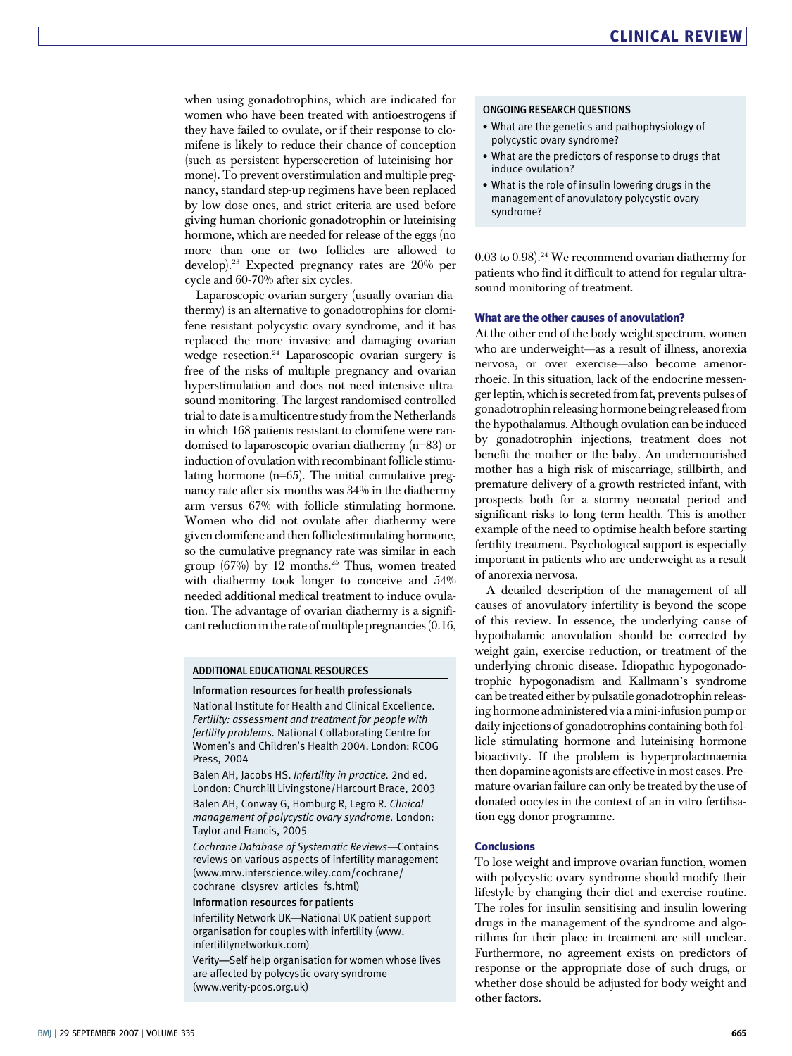when using gonadotrophins, which are indicated for women who have been treated with antioestrogens if they have failed to ovulate, or if their response to clomifene is likely to reduce their chance of conception (such as persistent hypersecretion of luteinising hormone). To prevent overstimulation and multiple pregnancy, standard step-up regimens have been replaced by low dose ones, and strict criteria are used before giving human chorionic gonadotrophin or luteinising hormone, which are needed for release of the eggs (no more than one or two follicles are allowed to develop).[23] Expected pregnancy rates are 20% per cycle and 60-70% after six cycles.

Laparoscopic ovarian surgery (usually ovarian diathermy) is an alternative to gonadotrophins for clomifene resistant polycystic ovary syndrome, and it has replaced the more invasive and damaging ovarian wedge resection.[24] Laparoscopic ovarian surgery is free of the risks of multiple pregnancy and ovarian hyperstimulation and does not need intensive ultrasound monitoring. The largest randomised controlled trial to date is a multicentre study from the Netherlands in which 168 patients resistant to clomifene were randomised to laparoscopic ovarian diathermy (n=83) or induction of ovulation with recombinant follicle stimulating hormone (n=65). The initial cumulative pregnancy rate after six months was 34% in the diathermy arm versus 67% with follicle stimulating hormone. Women who did not ovulate after diathermy were given clomifene and then follicle stimulating hormone, so the cumulative pregnancy rate was similar in each group (67%) by 12 months.[25] Thus, women treated with diathermy took longer to conceive and 54% needed additional medical treatment to induce ovulation. The advantage of ovarian diathermy is a significant reduction in the rate of multiple pregnancies (0.16, 0.03 to 0.98).[24] We recommend ovarian diathermy for patients who find it difficult to attend for regular ultrasound monitoring of treatment.

### ADDITIONAL EDUCATIONAL RESOURCES

**Information resources for health professionals**

National Institute for Health and Clinical Excellence. *Fertility: assessment and treatment for people with fertility problems.* National Collaborating Centre for Women's and Children's Health 2004. London: RCOG Press, 2004

Balen AH, Jacobs HS. *Infertility in practice.* 2nd ed. London: Churchill Livingstone/Harcourt Brace, 2003

Balen AH, Conway G, Homburg R, Legro R. *Clinical management of polycystic ovary syndrome.* London: Taylor and Francis, 2005

*Cochrane Database of Systematic Reviews*—Contains reviews on various aspects of infertility management (www.mrw.interscience.wiley.com/cochrane/cochrane_clsysrev_articles_fs.html)

**Information resources for patients**

Infertility Network UK—National UK patient support organisation for couples with infertility (www.infertilitynetworkuk.com)

Verity—Self help organisation for women whose lives are affected by polycystic ovary syndrome (www.verity-pcos.org.uk)

### ONGOING RESEARCH QUESTIONS

- What are the genetics and pathophysiology of polycystic ovary syndrome?
- What are the predictors of response to drugs that induce ovulation?
- What is the role of insulin lowering drugs in the management of anovulatory polycystic ovary syndrome?

## What are the other causes of anovulation?

At the other end of the body weight spectrum, women who are underweight—as a result of illness, anorexia nervosa, or over exercise—also become amenorrhoeic. In this situation, lack of the endocrine messenger leptin, which is secreted from fat, prevents pulses of gonadotrophin releasing hormone being released from the hypothalamus. Although ovulation can be induced by gonadotrophin injections, treatment does not benefit the mother or the baby. An undernourished mother has a high risk of miscarriage, stillbirth, and premature delivery of a growth restricted infant, with prospects both for a stormy neonatal period and significant risks to long term health. This is another example of the need to optimise health before starting fertility treatment. Psychological support is especially important in patients who are underweight as a result of anorexia nervosa.

A detailed description of the management of all causes of anovulatory infertility is beyond the scope of this review. In essence, the underlying cause of hypothalamic anovulation should be corrected by weight gain, exercise reduction, or treatment of the underlying chronic disease. Idiopathic hypogonadotrophic hypogonadism and Kallmann's syndrome can be treated either by pulsatile gonadotrophin releasing hormone administered via a mini-infusion pump or daily injections of gonadotrophins containing both follicle stimulating hormone and luteinising hormone bioactivity. If the problem is hyperprolactinaemia then dopamine agonists are effective in most cases. Premature ovarian failure can only be treated by the use of donated oocytes in the context of an in vitro fertilisation egg donor programme.

## Conclusions

To lose weight and improve ovarian function, women with polycystic ovary syndrome should modify their lifestyle by changing their diet and exercise routine. The roles for insulin sensitising and insulin lowering drugs in the management of the syndrome and algorithms for their place in treatment are still unclear. Furthermore, no agreement exists on predictors of response or the appropriate dose of such drugs, or whether dose should be adjusted for body weight and other factors.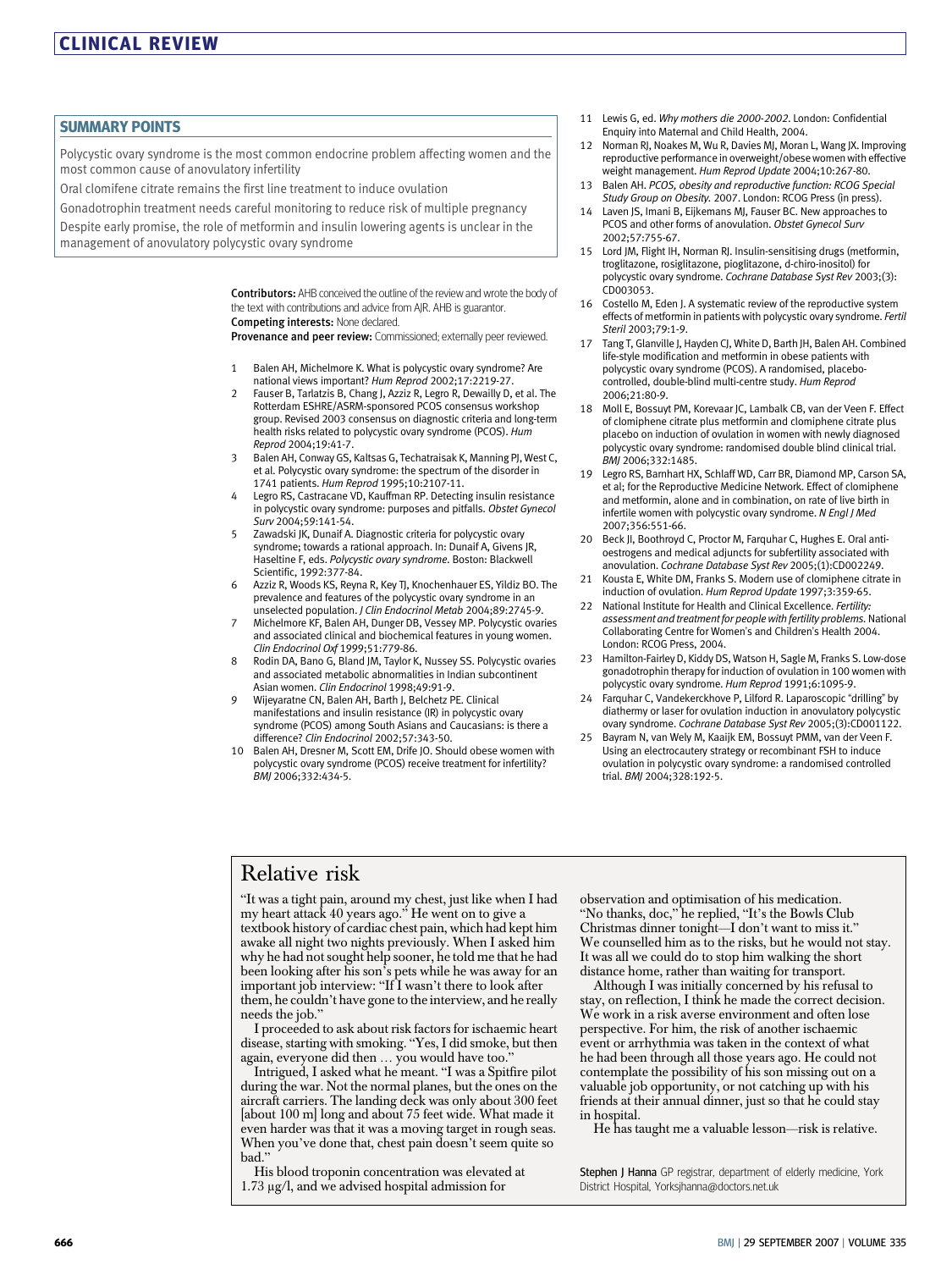## SUMMARY POINTS

Polycystic ovary syndrome is the most common endocrine problem affecting women and the most common cause of anovulatory infertility

Oral clomifene citrate remains the first line treatment to induce ovulation

Gonadotrophin treatment needs careful monitoring to reduce risk of multiple pregnancy

Despite early promise, the role of metformin and insulin lowering agents is unclear in the management of anovulatory polycystic ovary syndrome

**Contributors:** AHB conceived the outline of the review and wrote the body of the text with contributions and advice from AJR. AHB is guarantor.

**Competing interests:** None declared.

**Provenance and peer review:** Commissioned; externally peer reviewed.

1. Balen AH, Michelmore K. What is polycystic ovary syndrome? Are national views important? *Hum Reprod* 2002;17:2219-27.
2. Fauser B, Tarlatzis B, Chang J, Azziz R, Legro R, Dewailly D, et al. The Rotterdam ESHRE/ASRM-sponsored PCOS consensus workshop group. Revised 2003 consensus on diagnostic criteria and long-term health risks related to polycystic ovary syndrome (PCOS). *Hum Reprod* 2004;19:41-7.
3. Balen AH, Conway GS, Kaltsas G, Techatraisak K, Manning PJ, West C, et al. Polycystic ovary syndrome: the spectrum of the disorder in 1741 patients. *Hum Reprod* 1995;10:2107-11.
4. Legro RS, Castracane VD, Kauffman RP. Detecting insulin resistance in polycystic ovary syndrome: purposes and pitfalls. *Obstet Gynecol Surv* 2004;59:141-54.
5. Zawadski JK, Dunaif A. Diagnostic criteria for polycystic ovary syndrome; towards a rational approach. In: Dunaif A, Givens JR, Haseltine F, eds. *Polycystic ovary syndrome*. Boston: Blackwell Scientific, 1992:377-84.
6. Azziz R, Woods KS, Reyna R, Key TJ, Knochenhauer ES, Yildiz BO. The prevalence and features of the polycystic ovary syndrome in an unselected population. *J Clin Endocrinol Metab* 2004;89:2745-9.
7. Michelmore KF, Balen AH, Dunger DB, Vessey MP. Polycystic ovaries and associated clinical and biochemical features in young women. *Clin Endocrinol Oxf* 1999;51:779-86.
8. Rodin DA, Bano G, Bland JM, Taylor K, Nussey SS. Polycystic ovaries and associated metabolic abnormalities in Indian subcontinent Asian women. *Clin Endocrinol* 1998;49:91-9.
9. Wijeyaratne CN, Balen AH, Barth J, Belchetz PE. Clinical manifestations and insulin resistance (IR) in polycystic ovary syndrome (PCOS) among South Asians and Caucasians: is there a difference? *Clin Endocrinol* 2002;57:343-50.
10. Balen AH, Dresner M, Scott EM, Drife JO. Should obese women with polycystic ovary syndrome (PCOS) receive treatment for infertility? *BMJ* 2006;332:434-5.
11. Lewis G, ed. *Why mothers die 2000-2002*. London: Confidential Enquiry into Maternal and Child Health, 2004.
12. Norman RJ, Noakes M, Wu R, Davies MJ, Moran L, Wang JX. Improving reproductive performance in overweight/obese women with effective weight management. *Hum Reprod Update* 2004;10:267-80.
13. Balen AH. *PCOS, obesity and reproductive function: RCOG Special Study Group on Obesity*. 2007. London: RCOG Press (in press).
14. Laven JS, Imani B, Eijkemans MJ, Fauser BC. New approaches to PCOS and other forms of anovulation. *Obstet Gynecol Surv* 2002;57:755-67.
15. Lord JM, Flight IH, Norman RJ. Insulin-sensitising drugs (metformin, troglitazone, rosiglitazone, pioglitazone, d-chiro-inositol) for polycystic ovary syndrome. *Cochrane Database Syst Rev* 2003;(3):CD003053.
16. Costello M, Eden J. A systematic review of the reproductive system effects of metformin in patients with polycystic ovary syndrome. *Fertil Steril* 2003;79:1-9.
17. Tang T, Glanville J, Hayden CJ, White D, Barth JH, Balen AH. Combined life-style modification and metformin in obese patients with polycystic ovary syndrome (PCOS). A randomised, placebo-controlled, double-blind multi-centre study. *Hum Reprod* 2006;21:80-9.
18. Moll E, Bossuyt PM, Korevaar JC, Lambalk CB, van der Veen F. Effect of clomiphene citrate plus metformin and clomiphene citrate plus placebo on induction of ovulation in women with newly diagnosed polycystic ovary syndrome: randomised double blind clinical trial. *BMJ* 2006;332:1485.
19. Legro RS, Barnhart HX, Schlaff WD, Carr BR, Diamond MP, Carson SA, et al; for the Reproductive Medicine Network. Effect of clomiphene and metformin, alone and in combination, on rate of live birth in infertile women with polycystic ovary syndrome. *N Engl J Med* 2007;356:551-66.
20. Beck JI, Boothroyd C, Proctor M, Farquhar C, Hughes E. Oral anti-oestrogens and medical adjuncts for subfertility associated with anovulation. *Cochrane Database Syst Rev* 2005;(1):CD002249.
21. Kousta E, White DM, Franks S. Modern use of clomiphene citrate in induction of ovulation. *Hum Reprod Update* 1997;3:359-65.
22. National Institute for Health and Clinical Excellence. *Fertility: assessment and treatment for people with fertility problems*. National Collaborating Centre for Women's and Children's Health 2004. London: RCOG Press, 2004.
23. Hamilton-Fairley D, Kiddy DS, Watson H, Sagle M, Franks S. Low-dose gonadotrophin therapy for induction of ovulation in 100 women with polycystic ovary syndrome. *Hum Reprod* 1991;6:1095-9.
24. Farquhar C, Vandekerckhove P, Lilford R. Laparoscopic "drilling" by diathermy or laser for ovulation induction in anovulatory polycystic ovary syndrome. *Cochrane Database Syst Rev* 2005;(3):CD001122.
25. Bayram N, van Wely M, Kaaijk EM, Bossuyt PMM, van der Veen F. Using an electrocautery strategy or recombinant FSH to induce ovulation in polycystic ovary syndrome: a randomised controlled trial. *BMJ* 2004;328:192-5.

# Relative risk

"It was a tight pain, around my chest, just like when I had my heart attack 40 years ago." He went on to give a textbook history of cardiac chest pain, which had kept him awake all night two nights previously. When I asked him why he had not sought help sooner, he told me that he had been looking after his son's pets while he was away for an important job interview: "If I wasn't there to look after them, he couldn't have gone to the interview, and he really needs the job."

I proceeded to ask about risk factors for ischaemic heart disease, starting with smoking. "Yes, I did smoke, but then again, everyone did then … you would have too."

Intrigued, I asked what he meant. "I was a Spitfire pilot during the war. Not the normal planes, but the ones on the aircraft carriers. The landing deck was only about 300 feet [about 100 m] long and about 75 feet wide. What made it even harder was that it was a moving target in rough seas. When you've done that, chest pain doesn't seem quite so bad."

His blood troponin concentration was elevated at 1.73 μg/l, and we advised hospital admission for observation and optimisation of his medication. "No thanks, doc," he replied, "It's the Bowls Club Christmas dinner tonight—I don't want to miss it." We counselled him as to the risks, but he would not stay. It was all we could do to stop him walking the short distance home, rather than waiting for transport.

Although I was initially concerned by his refusal to stay, on reflection, I think he made the correct decision. We work in a risk averse environment and often lose perspective. For him, the risk of another ischaemic event or arrhythmia was taken in the context of what he had been through all those years ago. He could not contemplate the possibility of his son missing out on a valuable job opportunity, or not catching up with his friends at their annual dinner, just so that he could stay in hospital.

He has taught me a valuable lesson—risk is relative.

**Stephen J Hanna** GP registrar, department of elderly medicine, York District Hospital, Yorksjhanna@doctors.net.uk